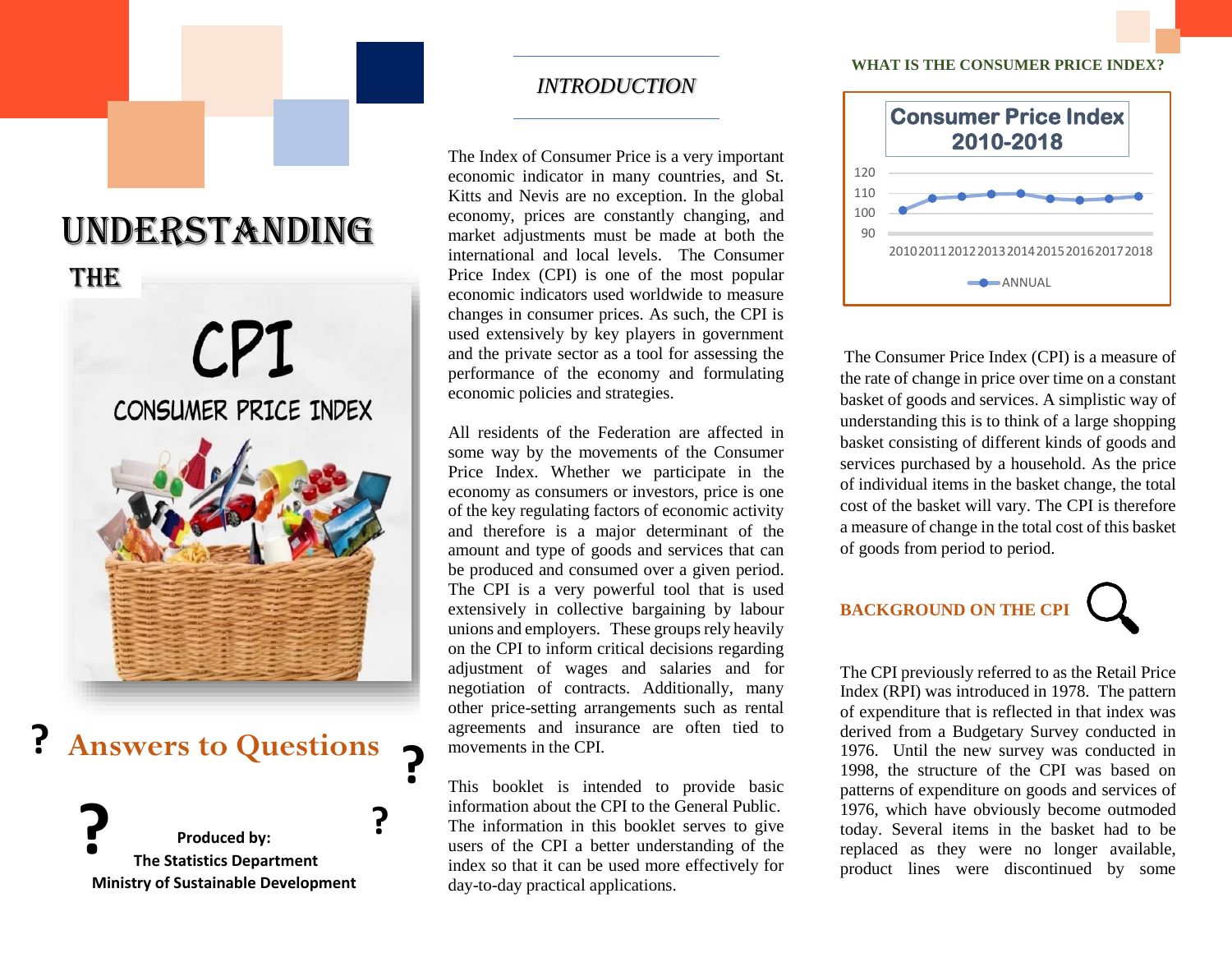# UNDERSTANDING THE CPI

CPI

CONSUMER PRICE INDEX

## Answers to Questions

**Produced by:**
**The Statistics Department**
**Ministry of Sustainable Development**

## *INTRODUCTION*

The Index of Consumer Price is a very important economic indicator in many countries, and St. Kitts and Nevis are no exception. In the global economy, prices are constantly changing, and market adjustments must be made at both the international and local levels. The Consumer Price Index (CPI) is one of the most popular economic indicators used worldwide to measure changes in consumer prices. As such, the CPI is used extensively by key players in government and the private sector as a tool for assessing the performance of the economy and formulating economic policies and strategies.

All residents of the Federation are affected in some way by the movements of the Consumer Price Index. Whether we participate in the economy as consumers or investors, price is one of the key regulating factors of economic activity and therefore is a major determinant of the amount and type of goods and services that can be produced and consumed over a given period. The CPI is a very powerful tool that is used extensively in collective bargaining by labour unions and employers. These groups rely heavily on the CPI to inform critical decisions regarding adjustment of wages and salaries and for negotiation of contracts. Additionally, many other price-setting arrangements such as rental agreements and insurance are often tied to movements in the CPI.

This booklet is intended to provide basic information about the CPI to the General Public. The information in this booklet serves to give users of the CPI a better understanding of the index so that it can be used more effectively for day-to-day practical applications.

## WHAT IS THE CONSUMER PRICE INDEX?

**Consumer Price Index 2010-2018**

(Chart: ANNUAL, y-axis 90–120, years 2010–2018)

The Consumer Price Index (CPI) is a measure of the rate of change in price over time on a constant basket of goods and services. A simplistic way of understanding this is to think of a large shopping basket consisting of different kinds of goods and services purchased by a household. As the price of individual items in the basket change, the total cost of the basket will vary. The CPI is therefore a measure of change in the total cost of this basket of goods from period to period.

## BACKGROUND ON THE CPI

The CPI previously referred to as the Retail Price Index (RPI) was introduced in 1978. The pattern of expenditure that is reflected in that index was derived from a Budgetary Survey conducted in 1976. Until the new survey was conducted in 1998, the structure of the CPI was based on patterns of expenditure on goods and services of 1976, which have obviously become outmoded today. Several items in the basket had to be replaced as they were no longer available, product lines were discontinued by some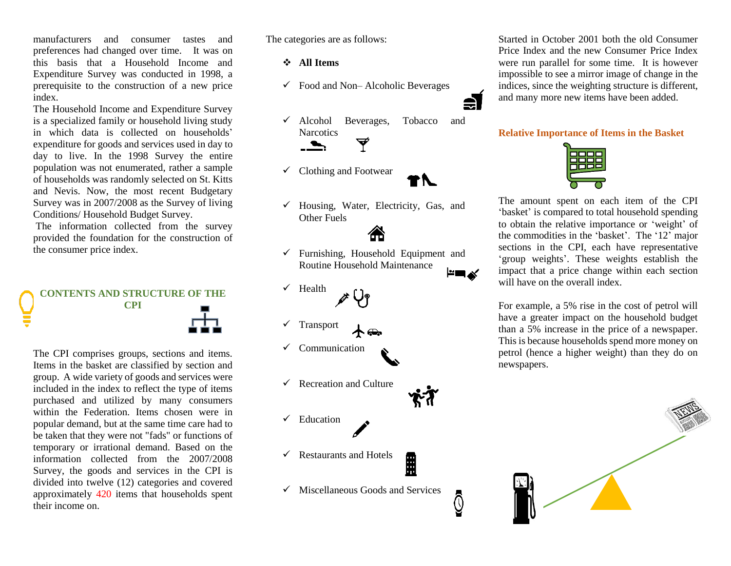manufacturers and consumer tastes and preferences had changed over time. It was on this basis that a Household Income and Expenditure Survey was conducted in 1998, a prerequisite to the construction of a new price index.

The Household Income and Expenditure Survey is a specialized family or household living study in which data is collected on households' expenditure for goods and services used in day to day to live. In the 1998 Survey the entire population was not enumerated, rather a sample of households was randomly selected on St. Kitts and Nevis. Now, the most recent Budgetary Survey was in 2007/2008 as the Survey of living Conditions/ Household Budget Survey.

The information collected from the survey provided the foundation for the construction of the consumer price index.

## CONTENTS AND STRUCTURE OF THE CPI

The CPI comprises groups, sections and items. Items in the basket are classified by section and group. A wide variety of goods and services were included in the index to reflect the type of items purchased and utilized by many consumers within the Federation. Items chosen were in popular demand, but at the same time care had to be taken that they were not "fads" or functions of temporary or irrational demand. Based on the information collected from the 2007/2008 Survey, the goods and services in the CPI is divided into twelve (12) categories and covered approximately 420 items that households spent their income on.

The categories are as follows:

- **All Items**
  - Food and Non– Alcoholic Beverages
  - Alcohol Beverages, Tobacco and Narcotics
  - Clothing and Footwear
  - Housing, Water, Electricity, Gas, and Other Fuels
  - Furnishing, Household Equipment and Routine Household Maintenance
  - Health
  - Transport
  - Communication
  - Recreation and Culture
  - Education
  - Restaurants and Hotels
  - Miscellaneous Goods and Services

Started in October 2001 both the old Consumer Price Index and the new Consumer Price Index were run parallel for some time. It is however impossible to see a mirror image of change in the indices, since the weighting structure is different, and many more new items have been added.

## Relative Importance of Items in the Basket

The amount spent on each item of the CPI 'basket' is compared to total household spending to obtain the relative importance or 'weight' of the commodities in the 'basket'. The '12' major sections in the CPI, each have representative 'group weights'. These weights establish the impact that a price change within each section will have on the overall index.

For example, a 5% rise in the cost of petrol will have a greater impact on the household budget than a 5% increase in the price of a newspaper. This is because households spend more money on petrol (hence a higher weight) than they do on newspapers.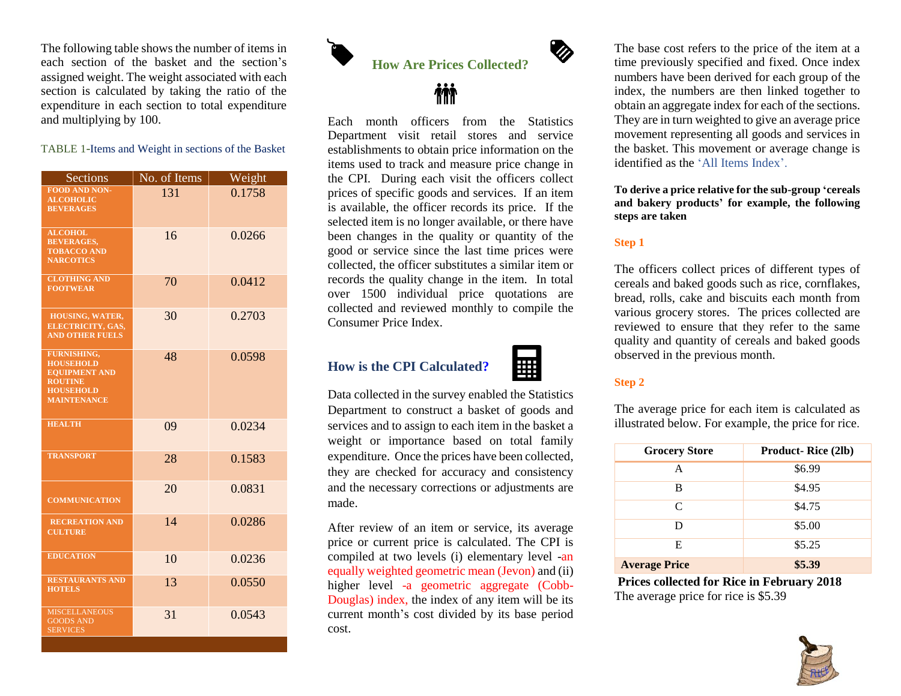The following table shows the number of items in each section of the basket and the section's assigned weight. The weight associated with each section is calculated by taking the ratio of the expenditure in each section to total expenditure and multiplying by 100.

TABLE 1-Items and Weight in sections of the Basket

| Sections | No. of Items | Weight |
|---|---|---|
| FOOD AND NON-ALCOHOLIC BEVERAGES | 131 | 0.1758 |
| ALCOHOL BEVERAGES, TOBACCO AND NARCOTICS | 16 | 0.0266 |
| CLOTHING AND FOOTWEAR | 70 | 0.0412 |
| HOUSING, WATER, ELECTRICITY, GAS, AND OTHER FUELS | 30 | 0.2703 |
| FURNISHING, HOUSEHOLD EQUIPMENT AND ROUTINE HOUSEHOLD MAINTENANCE | 48 | 0.0598 |
| HEALTH | 09 | 0.0234 |
| TRANSPORT | 28 | 0.1583 |
| COMMUNICATION | 20 | 0.0831 |
| RECREATION AND CULTURE | 14 | 0.0286 |
| EDUCATION | 10 | 0.0236 |
| RESTAURANTS AND HOTELS | 13 | 0.0550 |
| MISCELLANEOUS GOODS AND SERVICES | 31 | 0.0543 |

## How Are Prices Collected?

Each month officers from the Statistics Department visit retail stores and service establishments to obtain price information on the items used to track and measure price change in the CPI. During each visit the officers collect prices of specific goods and services. If an item is available, the officer records its price. If the selected item is no longer available, or there have been changes in the quality or quantity of the good or service since the last time prices were collected, the officer substitutes a similar item or records the quality change in the item. In total over 1500 individual price quotations are collected and reviewed monthly to compile the Consumer Price Index.

## How is the CPI Calculated?

Data collected in the survey enabled the Statistics Department to construct a basket of goods and services and to assign to each item in the basket a weight or importance based on total family expenditure. Once the prices have been collected, they are checked for accuracy and consistency and the necessary corrections or adjustments are made.

After review of an item or service, its average price or current price is calculated. The CPI is compiled at two levels (i) elementary level -an equally weighted geometric mean (Jevon) and (ii) higher level -a geometric aggregate (Cobb-Douglas) index, the index of any item will be its current month's cost divided by its base period cost.

The base cost refers to the price of the item at a time previously specified and fixed. Once index numbers have been derived for each group of the index, the numbers are then linked together to obtain an aggregate index for each of the sections. They are in turn weighted to give an average price movement representing all goods and services in the basket. This movement or average change is identified as the 'All Items Index'.

**To derive a price relative for the sub-group 'cereals and bakery products' for example, the following steps are taken**

### Step 1

The officers collect prices of different types of cereals and baked goods such as rice, cornflakes, bread, rolls, cake and biscuits each month from various grocery stores. The prices collected are reviewed to ensure that they refer to the same quality and quantity of cereals and baked goods observed in the previous month.

### Step 2

The average price for each item is calculated as illustrated below. For example, the price for rice.

| Grocery Store | Product- Rice (2lb) |
|---|---|
| A | $6.99 |
| B | $4.95 |
| C | $4.75 |
| D | $5.00 |
| E | $5.25 |
| **Average Price** | **$5.39** |

**Prices collected for Rice in February 2018**

The average price for rice is $5.39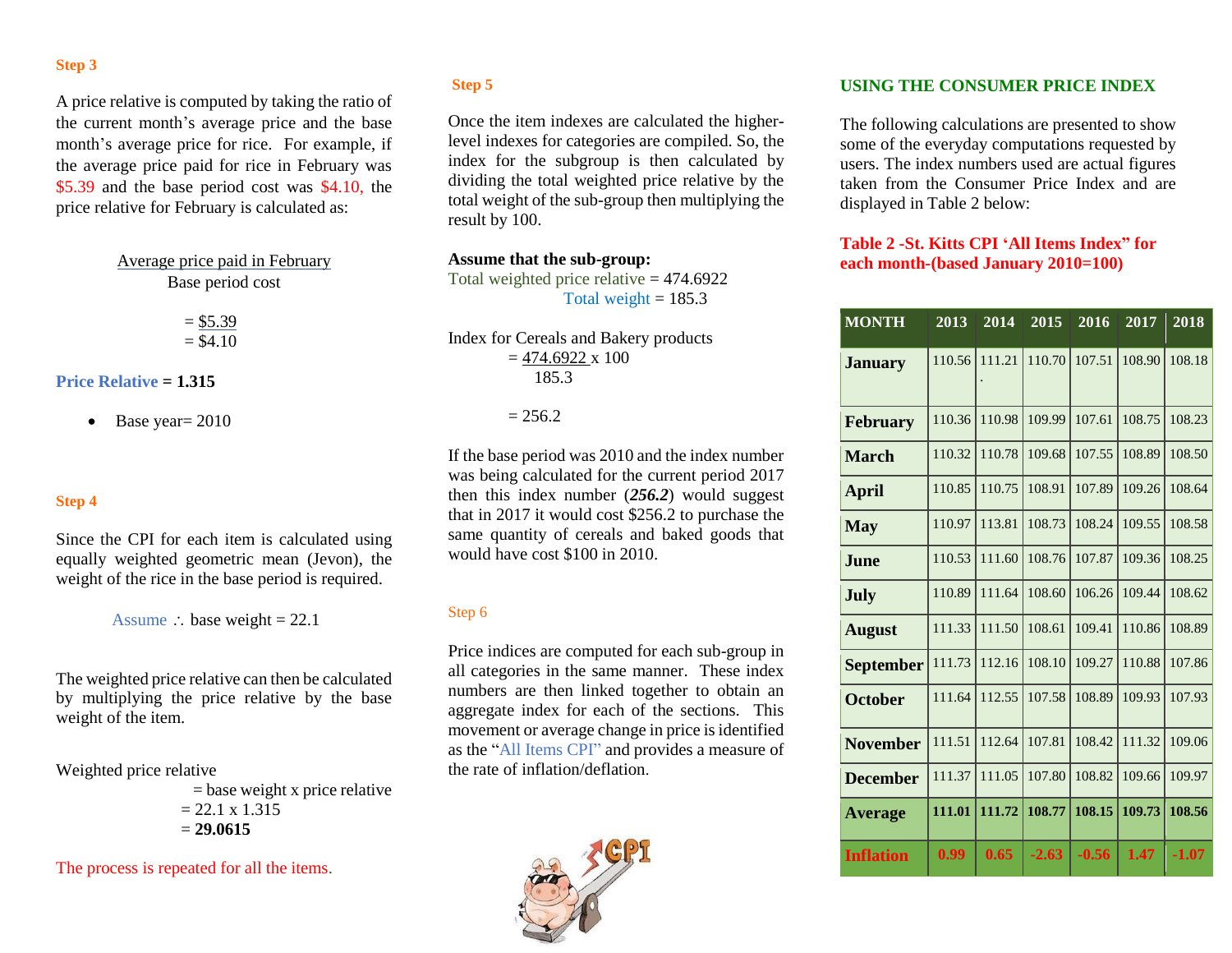### Step 3

A price relative is computed by taking the ratio of the current month's average price and the base month's average price for rice. For example, if the average price paid for rice in February was $5.39 and the base period cost was $4.10, the price relative for February is calculated as:

$$\frac{\text{Average price paid in February}}{\text{Base period cost}}$$

$$= \frac{\$5.39}{\$4.10}$$

**Price Relative = 1.315**

- Base year= 2010

### Step 4

Since the CPI for each item is calculated using equally weighted geometric mean (Jevon), the weight of the rice in the base period is required.

Assume ∴ base weight = 22.1

The weighted price relative can then be calculated by multiplying the price relative by the base weight of the item.

Weighted price relative
= base weight x price relative
= 22.1 x 1.315
= **29.0615**

The process is repeated for all the items.

### Step 5

Once the item indexes are calculated the higher-level indexes for categories are compiled. So, the index for the subgroup is then calculated by dividing the total weighted price relative by the total weight of the sub-group then multiplying the result by 100.

**Assume that the sub-group:**
Total weighted price relative = 474.6922
Total weight = 185.3

Index for Cereals and Bakery products

$$= \frac{474.6922}{185.3} \times 100$$

$$= 256.2$$

If the base period was 2010 and the index number was being calculated for the current period 2017 then this index number (***256.2***) would suggest that in 2017 it would cost $256.2 to purchase the same quantity of cereals and baked goods that would have cost $100 in 2010.

### Step 6

Price indices are computed for each sub-group in all categories in the same manner. These index numbers are then linked together to obtain an aggregate index for each of the sections. This movement or average change in price is identified as the "All Items CPI" and provides a measure of the rate of inflation/deflation.

## USING THE CONSUMER PRICE INDEX

The following calculations are presented to show some of the everyday computations requested by users. The index numbers used are actual figures taken from the Consumer Price Index and are displayed in Table 2 below:

**Table 2 -St. Kitts CPI 'All Items Index" for each month-(based January 2010=100)**

| MONTH | 2013 | 2014 | 2015 | 2016 | 2017 | 2018 |
|---|---|---|---|---|---|---|
| **January** | 110.56 | 111.21 | 110.70 | 107.51 | 108.90 | 108.18 |
| **February** | 110.36 | 110.98 | 109.99 | 107.61 | 108.75 | 108.23 |
| **March** | 110.32 | 110.78 | 109.68 | 107.55 | 108.89 | 108.50 |
| **April** | 110.85 | 110.75 | 108.91 | 107.89 | 109.26 | 108.64 |
| **May** | 110.97 | 113.81 | 108.73 | 108.24 | 109.55 | 108.58 |
| **June** | 110.53 | 111.60 | 108.76 | 107.87 | 109.36 | 108.25 |
| **July** | 110.89 | 111.64 | 108.60 | 106.26 | 109.44 | 108.62 |
| **August** | 111.33 | 111.50 | 108.61 | 109.41 | 110.86 | 108.89 |
| **September** | 111.73 | 112.16 | 108.10 | 109.27 | 110.88 | 107.86 |
| **October** | 111.64 | 112.55 | 107.58 | 108.89 | 109.93 | 107.93 |
| **November** | 111.51 | 112.64 | 107.81 | 108.42 | 111.32 | 109.06 |
| **December** | 111.37 | 111.05 | 107.80 | 108.82 | 109.66 | 109.97 |
| **Average** | **111.01** | **111.72** | **108.77** | **108.15** | **109.73** | **108.56** |
| **Inflation** | **0.99** | **0.65** | **-2.63** | **-0.56** | **1.47** | **-1.07** |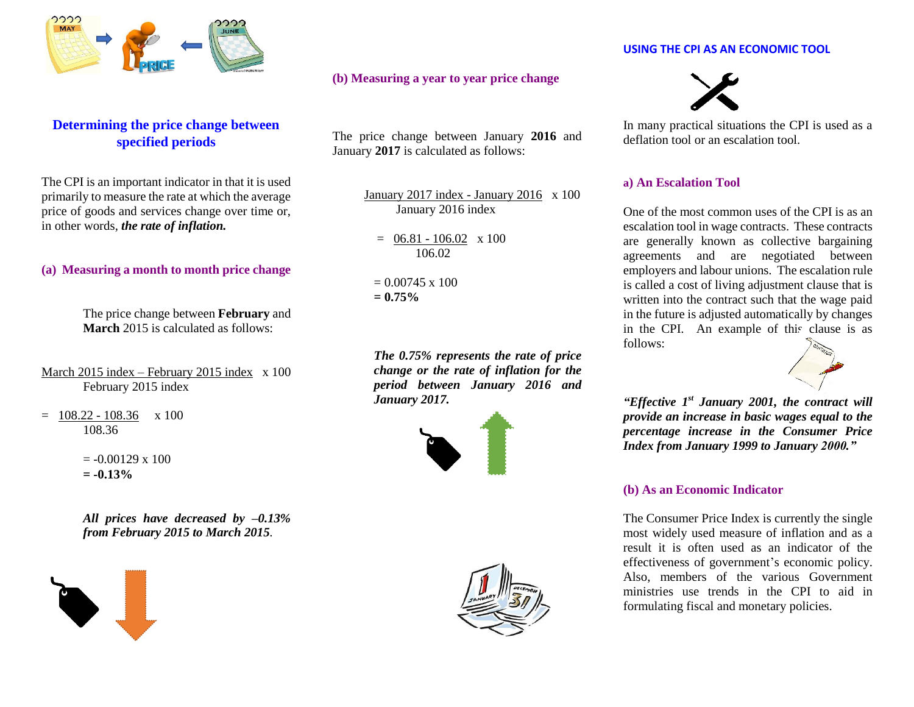## Determining the price change between specified periods

The CPI is an important indicator in that it is used primarily to measure the rate at which the average price of goods and services change over time or, in other words, ***the rate of inflation.***

### (a) Measuring a month to month price change

The price change between **February** and **March** 2015 is calculated as follows:

$$\frac{\text{March 2015 index} - \text{February 2015 index}}{\text{February 2015 index}} \times 100$$

$$= \frac{108.22 - 108.36}{108.36} \times 100$$

$= -0.00129 \times 100$

$\mathbf{= -0.13\%}$

***All prices have decreased by –0.13% from February 2015 to March 2015***.

### (b) Measuring a year to year price change

The price change between January **2016** and January **2017** is calculated as follows:

$$\frac{\text{January 2017 index} - \text{January 2016 index}}{\text{January 2016 index}} \times 100$$

$$= \frac{06.81 - 106.02}{106.02} \times 100$$

$= 0.00745 \times 100$

$\mathbf{= 0.75\%}$

***The 0.75% represents the rate of price change or the rate of inflation for the period between January 2016 and January 2017.***

## USING THE CPI AS AN ECONOMIC TOOL

In many practical situations the CPI is used as a deflation tool or an escalation tool.

### a) An Escalation Tool

One of the most common uses of the CPI is as an escalation tool in wage contracts. These contracts are generally known as collective bargaining agreements and are negotiated between employers and labour unions. The escalation rule is called a cost of living adjustment clause that is written into the contract such that the wage paid in the future is adjusted automatically by changes in the CPI. An example of this clause is as follows:

***"Effective 1st January 2001, the contract will provide an increase in basic wages equal to the percentage increase in the Consumer Price Index from January 1999 to January 2000."***

### (b) As an Economic Indicator

The Consumer Price Index is currently the single most widely used measure of inflation and as a result it is often used as an indicator of the effectiveness of government's economic policy. Also, members of the various Government ministries use trends in the CPI to aid in formulating fiscal and monetary policies.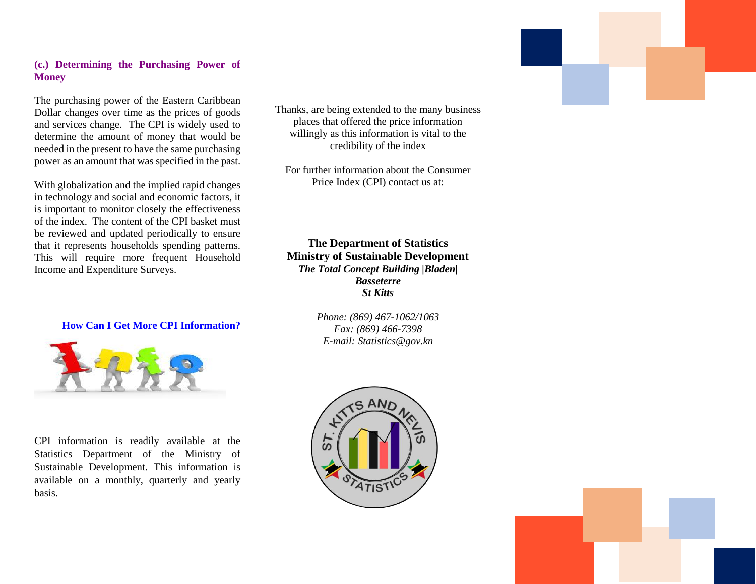### (c.) Determining the Purchasing Power of Money

The purchasing power of the Eastern Caribbean Dollar changes over time as the prices of goods and services change. The CPI is widely used to determine the amount of money that would be needed in the present to have the same purchasing power as an amount that was specified in the past.

With globalization and the implied rapid changes in technology and social and economic factors, it is important to monitor closely the effectiveness of the index. The content of the CPI basket must be reviewed and updated periodically to ensure that it represents households spending patterns. This will require more frequent Household Income and Expenditure Surveys.

### How Can I Get More CPI Information?

CPI information is readily available at the Statistics Department of the Ministry of Sustainable Development. This information is available on a monthly, quarterly and yearly basis.

Thanks, are being extended to the many business places that offered the price information willingly as this information is vital to the credibility of the index

For further information about the Consumer Price Index (CPI) contact us at:

**The Department of Statistics**
**Ministry of Sustainable Development**
***The Total Concept Building |Bladen|***
***Basseterre***
***St Kitts***

*Phone: (869) 467-1062/1063*
*Fax: (869) 466-7398*
*E-mail: Statistics@gov.kn*